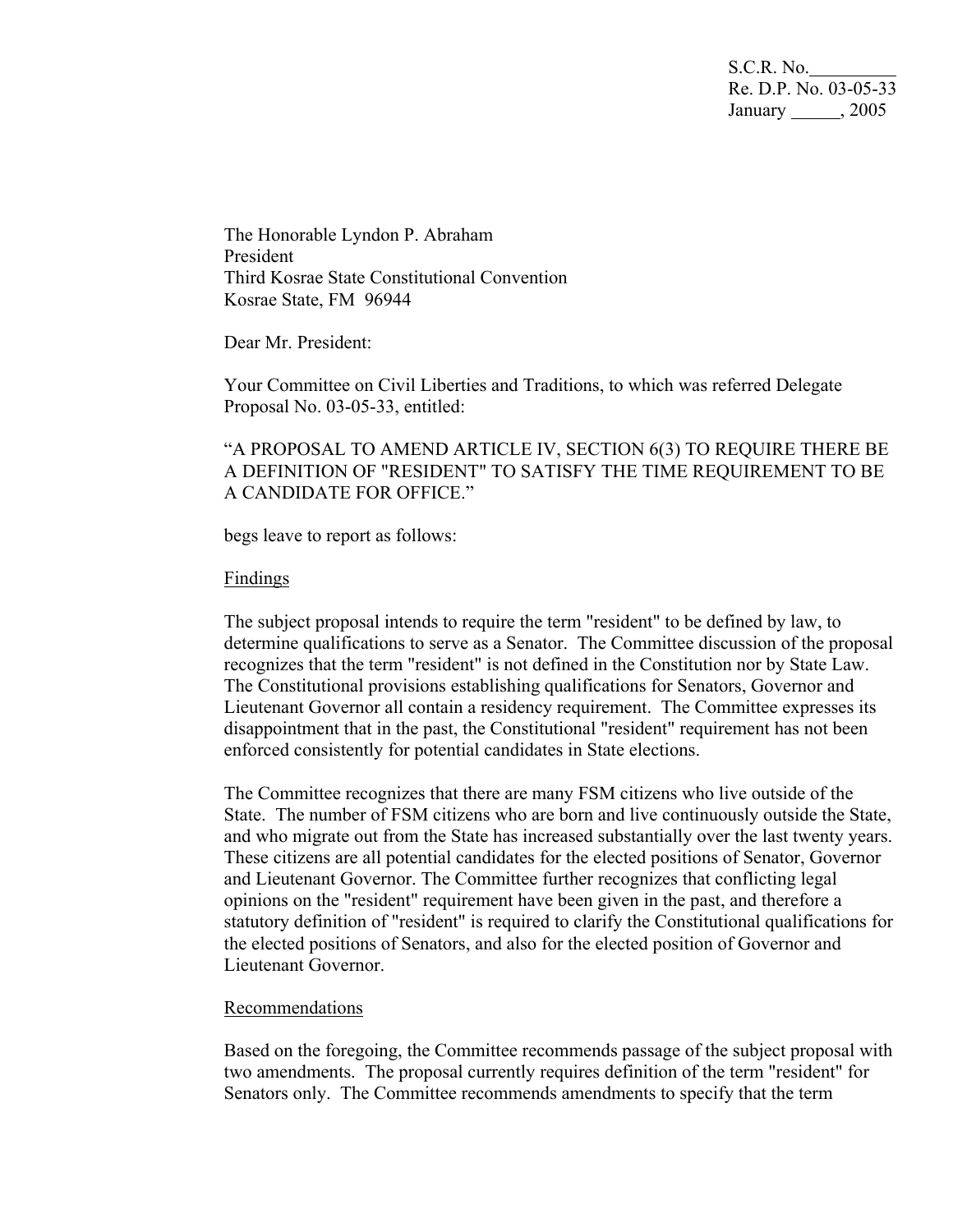S.C.R. No.\_\_\_\_\_\_\_\_\_
Re. D.P. No. 03-05-33
January \_\_\_\_\_, 2005

The Honorable Lyndon P. Abraham
President
Third Kosrae State Constitutional Convention
Kosrae State, FM 96944

Dear Mr. President:

Your Committee on Civil Liberties and Traditions, to which was referred Delegate Proposal No. 03-05-33, entitled:

"A PROPOSAL TO AMEND ARTICLE IV, SECTION 6(3) TO REQUIRE THERE BE A DEFINITION OF "RESIDENT" TO SATISFY THE TIME REQUIREMENT TO BE A CANDIDATE FOR OFFICE."

begs leave to report as follows:

Findings

The subject proposal intends to require the term "resident" to be defined by law, to determine qualifications to serve as a Senator. The Committee discussion of the proposal recognizes that the term "resident" is not defined in the Constitution nor by State Law. The Constitutional provisions establishing qualifications for Senators, Governor and Lieutenant Governor all contain a residency requirement. The Committee expresses its disappointment that in the past, the Constitutional "resident" requirement has not been enforced consistently for potential candidates in State elections.

The Committee recognizes that there are many FSM citizens who live outside of the State. The number of FSM citizens who are born and live continuously outside the State, and who migrate out from the State has increased substantially over the last twenty years. These citizens are all potential candidates for the elected positions of Senator, Governor and Lieutenant Governor. The Committee further recognizes that conflicting legal opinions on the "resident" requirement have been given in the past, and therefore a statutory definition of "resident" is required to clarify the Constitutional qualifications for the elected positions of Senators, and also for the elected position of Governor and Lieutenant Governor.

Recommendations

Based on the foregoing, the Committee recommends passage of the subject proposal with two amendments. The proposal currently requires definition of the term "resident" for Senators only. The Committee recommends amendments to specify that the term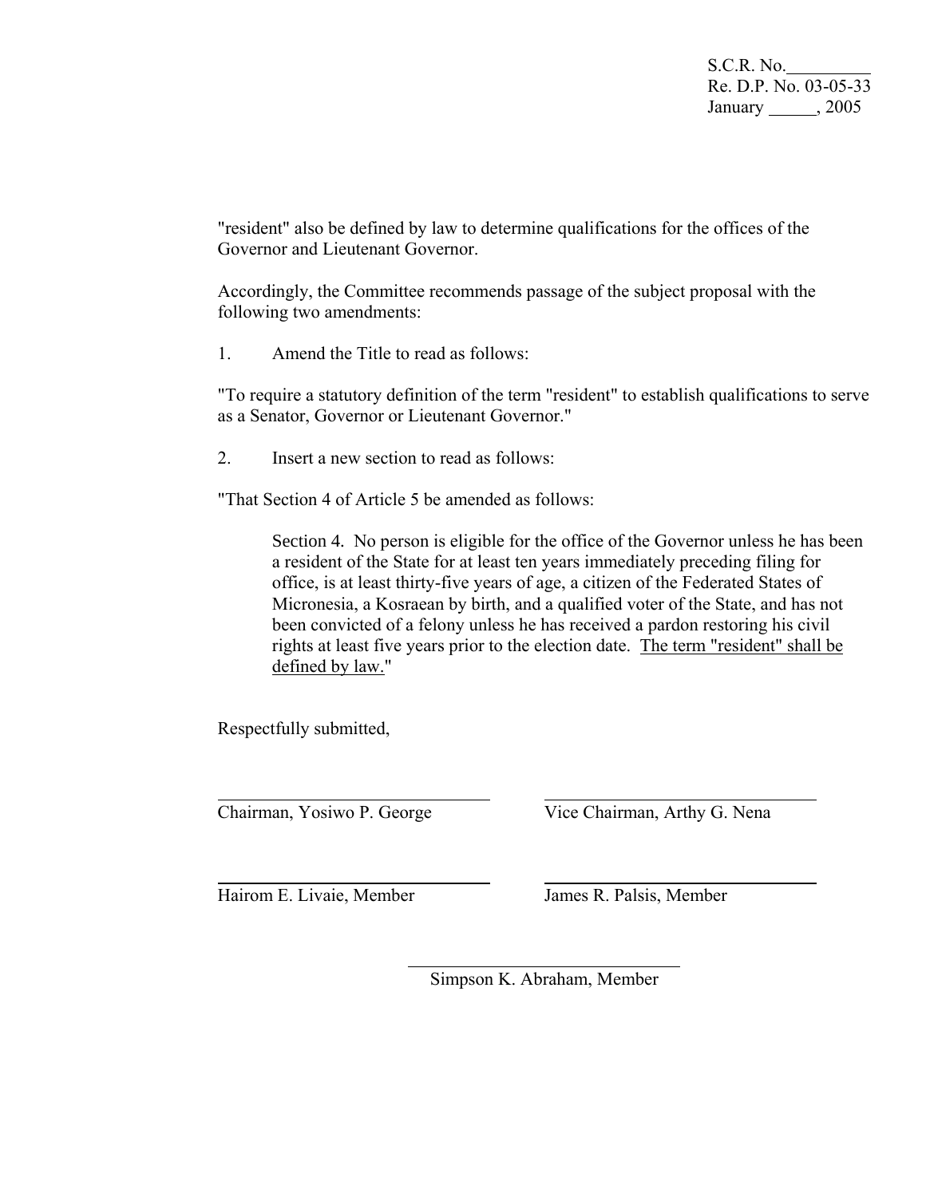S.C.R. No.\_\_\_\_\_\_\_\_\_
Re. D.P. No. 03-05-33
January \_\_\_\_\_, 2005

"resident" also be defined by law to determine qualifications for the offices of the Governor and Lieutenant Governor.

Accordingly, the Committee recommends passage of the subject proposal with the following two amendments:

1. Amend the Title to read as follows:

"To require a statutory definition of the term "resident" to establish qualifications to serve as a Senator, Governor or Lieutenant Governor."

2. Insert a new section to read as follows:

"That Section 4 of Article 5 be amended as follows:

> Section 4. No person is eligible for the office of the Governor unless he has been a resident of the State for at least ten years immediately preceding filing for office, is at least thirty-five years of age, a citizen of the Federated States of Micronesia, a Kosraean by birth, and a qualified voter of the State, and has not been convicted of a felony unless he has received a pardon restoring his civil rights at least five years prior to the election date. <u>The term "resident" shall be defined by law.</u>"

Respectfully submitted,

\_\_\_\_\_\_\_\_\_\_\_\_\_\_\_\_\_\_\_\_\_\_\_\_\_\_\_\_\_\_
Chairman, Yosiwo P. George

\_\_\_\_\_\_\_\_\_\_\_\_\_\_\_\_\_\_\_\_\_\_\_\_\_\_\_\_\_\_
Vice Chairman, Arthy G. Nena

\_\_\_\_\_\_\_\_\_\_\_\_\_\_\_\_\_\_\_\_\_\_\_\_\_\_\_\_\_\_
Hairom E. Livaie, Member

\_\_\_\_\_\_\_\_\_\_\_\_\_\_\_\_\_\_\_\_\_\_\_\_\_\_\_\_\_\_
James R. Palsis, Member

\_\_\_\_\_\_\_\_\_\_\_\_\_\_\_\_\_\_\_\_\_\_\_\_\_\_\_\_\_\_
Simpson K. Abraham, Member